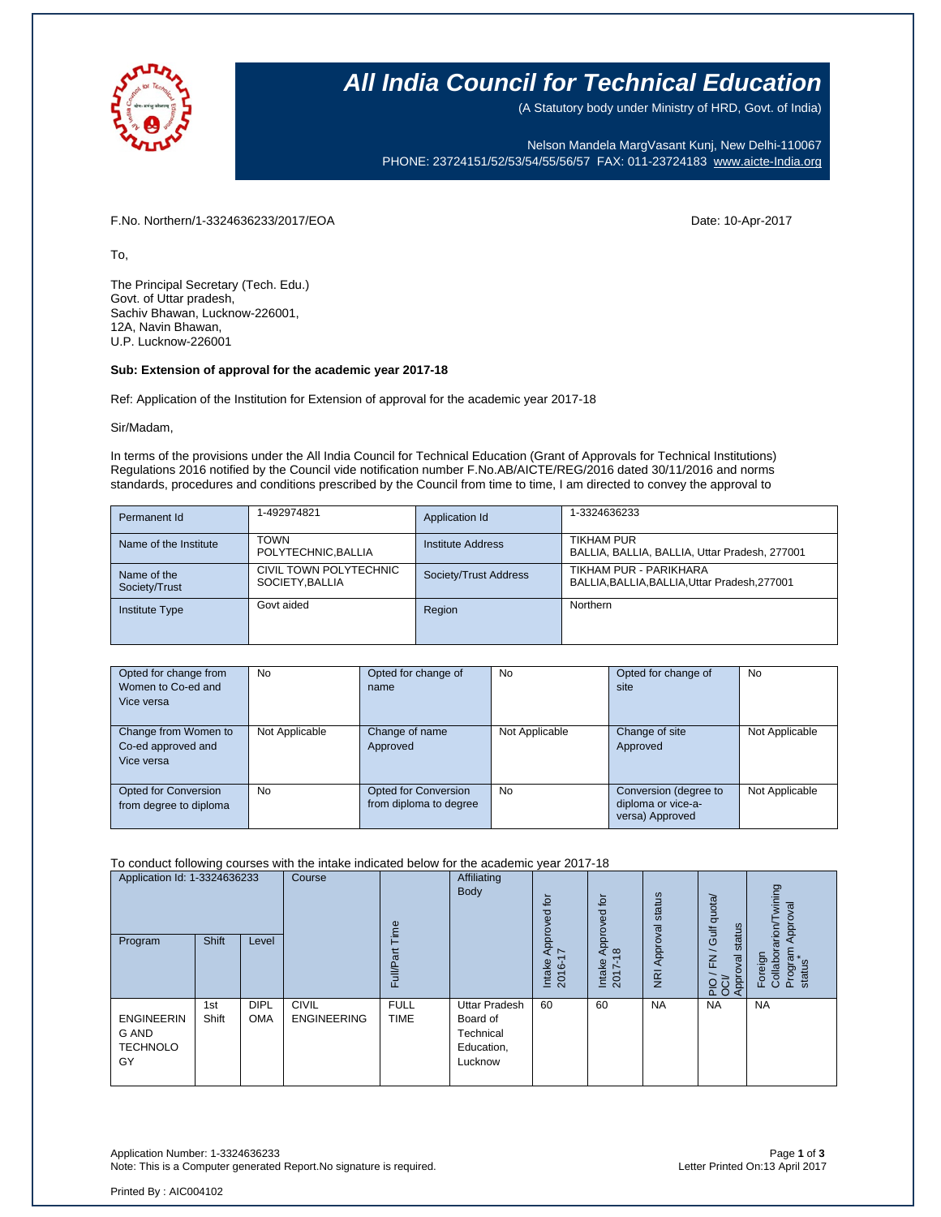# All India Council for Technical Education

(A Statutory body under Ministry of HRD, Govt. of India)

Nelson Mandela MargVasant Kunj, New Delhi-110067
PHONE: 23724151/52/53/54/55/56/57 FAX: 011-23724183 www.aicte-India.org

F.No. Northern/1-3324636233/2017/EOA

Date: 10-Apr-2017

To,

The Principal Secretary (Tech. Edu.)
Govt. of Uttar pradesh,
Sachiv Bhawan, Lucknow-226001,
12A, Navin Bhawan,
U.P. Lucknow-226001

**Sub: Extension of approval for the academic year 2017-18**

Ref: Application of the Institution for Extension of approval for the academic year 2017-18

Sir/Madam,

In terms of the provisions under the All India Council for Technical Education (Grant of Approvals for Technical Institutions) Regulations 2016 notified by the Council vide notification number F.No.AB/AICTE/REG/2016 dated 30/11/2016 and norms standards, procedures and conditions prescribed by the Council from time to time, I am directed to convey the approval to

| Permanent Id | 1-492974821 | Application Id | 1-3324636233 |
|---|---|---|---|
| Name of the Institute | TOWN POLYTECHNIC,BALLIA | Institute Address | TIKHAM PUR BALLIA, BALLIA, BALLIA, Uttar Pradesh, 277001 |
| Name of the Society/Trust | CIVIL TOWN POLYTECHNIC SOCIETY,BALLIA | Society/Trust Address | TIKHAM PUR - PARIKHARA BALLIA,BALLIA,BALLIA,Uttar Pradesh,277001 |
| Institute Type | Govt aided | Region | Northern |

| Opted for change from Women to Co-ed and Vice versa | No | Opted for change of name | No | Opted for change of site | No |
|---|---|---|---|---|---|
| Change from Women to Co-ed approved and Vice versa | Not Applicable | Change of name Approved | Not Applicable | Change of site Approved | Not Applicable |
| Opted for Conversion from degree to diploma | No | Opted for Conversion from diploma to degree | No | Conversion (degree to diploma or vice-a-versa) Approved | Not Applicable |

To conduct following courses with the intake indicated below for the academic year 2017-18

| Application Id: 1-3324636233 | | | Course | Full/Part Time | Affiliating Body | Intake Approved for 2016-17 | Intake Approved for 2017-18 | NRI Approval status | PIO / FN / Gulf quota/ OCI/ Approval status | Foreign Collaboration/Twining Program Approval status* |
|---|---|---|---|---|---|---|---|---|---|---|
| Program | Shift | Level | | | | | | | | |
| ENGINEERING AND TECHNOLOGY | 1st Shift | DIPLOMA | CIVIL ENGINEERING | FULL TIME | Uttar Pradesh Board of Technical Education, Lucknow | 60 | 60 | NA | NA | NA |

Application Number: 1-3324636233
Note: This is a Computer generated Report.No signature is required.

Letter Printed On:13 April 2017

Printed By : AIC004102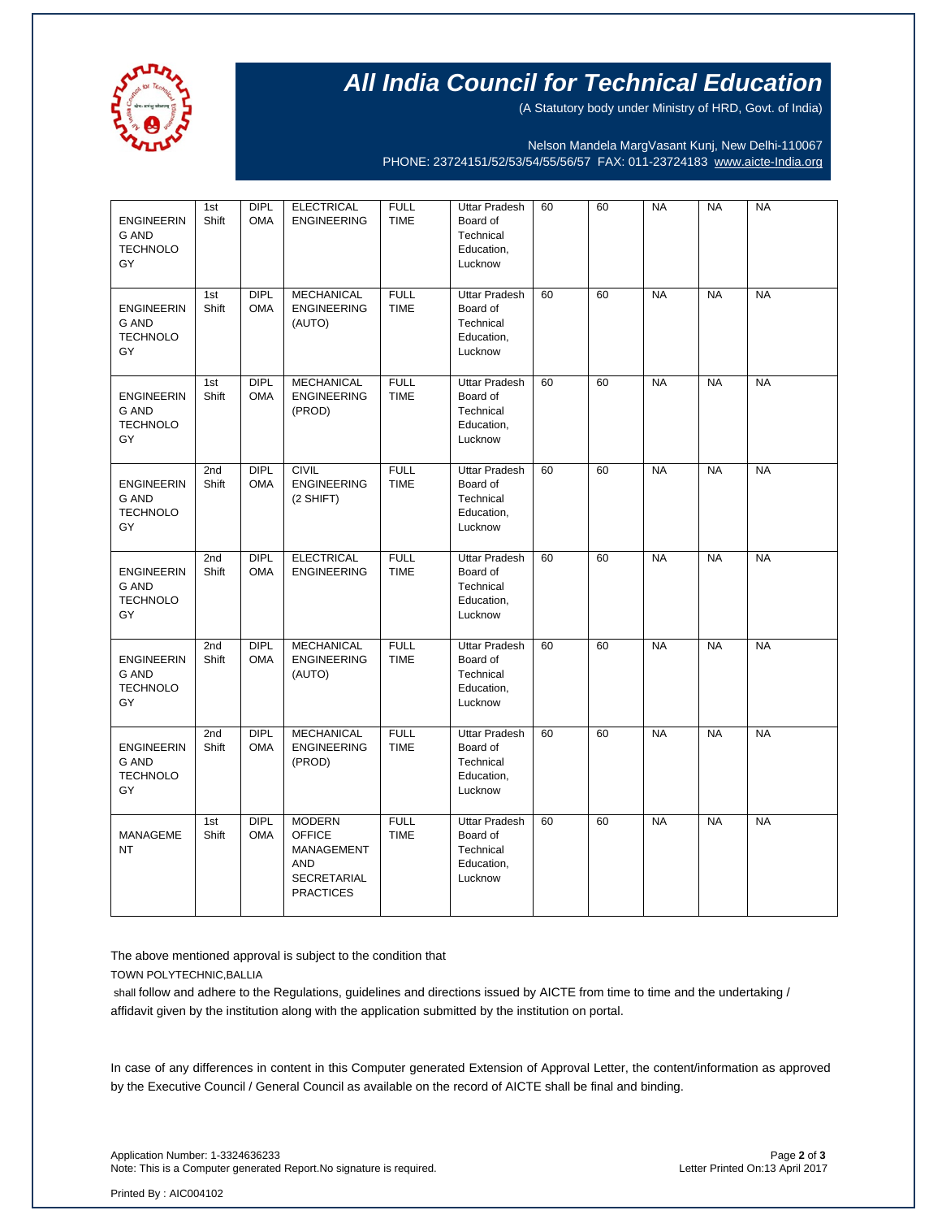# All India Council for Technical Education

(A Statutory body under Ministry of HRD, Govt. of India)

Nelson Mandela MargVasant Kunj, New Delhi-110067
PHONE: 23724151/52/53/54/55/56/57 FAX: 011-23724183 www.aicte-India.org

| | | | | | | | | | | |
|---|---|---|---|---|---|---|---|---|---|---|
| ENGINEERING AND TECHNOLOGY | 1st Shift | DIPLOMA | ELECTRICAL ENGINEERING | FULL TIME | Uttar Pradesh Board of Technical Education, Lucknow | 60 | 60 | NA | NA | NA |
| ENGINEERING AND TECHNOLOGY | 1st Shift | DIPLOMA | MECHANICAL ENGINEERING (AUTO) | FULL TIME | Uttar Pradesh Board of Technical Education, Lucknow | 60 | 60 | NA | NA | NA |
| ENGINEERING AND TECHNOLOGY | 1st Shift | DIPLOMA | MECHANICAL ENGINEERING (PROD) | FULL TIME | Uttar Pradesh Board of Technical Education, Lucknow | 60 | 60 | NA | NA | NA |
| ENGINEERING AND TECHNOLOGY | 2nd Shift | DIPLOMA | CIVIL ENGINEERING (2 SHIFT) | FULL TIME | Uttar Pradesh Board of Technical Education, Lucknow | 60 | 60 | NA | NA | NA |
| ENGINEERING AND TECHNOLOGY | 2nd Shift | DIPLOMA | ELECTRICAL ENGINEERING | FULL TIME | Uttar Pradesh Board of Technical Education, Lucknow | 60 | 60 | NA | NA | NA |
| ENGINEERING AND TECHNOLOGY | 2nd Shift | DIPLOMA | MECHANICAL ENGINEERING (AUTO) | FULL TIME | Uttar Pradesh Board of Technical Education, Lucknow | 60 | 60 | NA | NA | NA |
| ENGINEERING AND TECHNOLOGY | 2nd Shift | DIPLOMA | MECHANICAL ENGINEERING (PROD) | FULL TIME | Uttar Pradesh Board of Technical Education, Lucknow | 60 | 60 | NA | NA | NA |
| MANAGEMENT | 1st Shift | DIPLOMA | MODERN OFFICE MANAGEMENT AND SECRETARIAL PRACTICES | FULL TIME | Uttar Pradesh Board of Technical Education, Lucknow | 60 | 60 | NA | NA | NA |

The above mentioned approval is subject to the condition that

TOWN POLYTECHNIC,BALLIA

shall follow and adhere to the Regulations, guidelines and directions issued by AICTE from time to time and the undertaking / affidavit given by the institution along with the application submitted by the institution on portal.

In case of any differences in content in this Computer generated Extension of Approval Letter, the content/information as approved by the Executive Council / General Council as available on the record of AICTE shall be final and binding.

Application Number: 1-3324636233
Note: This is a Computer generated Report.No signature is required.

Letter Printed On:13 April 2017

Printed By : AIC004102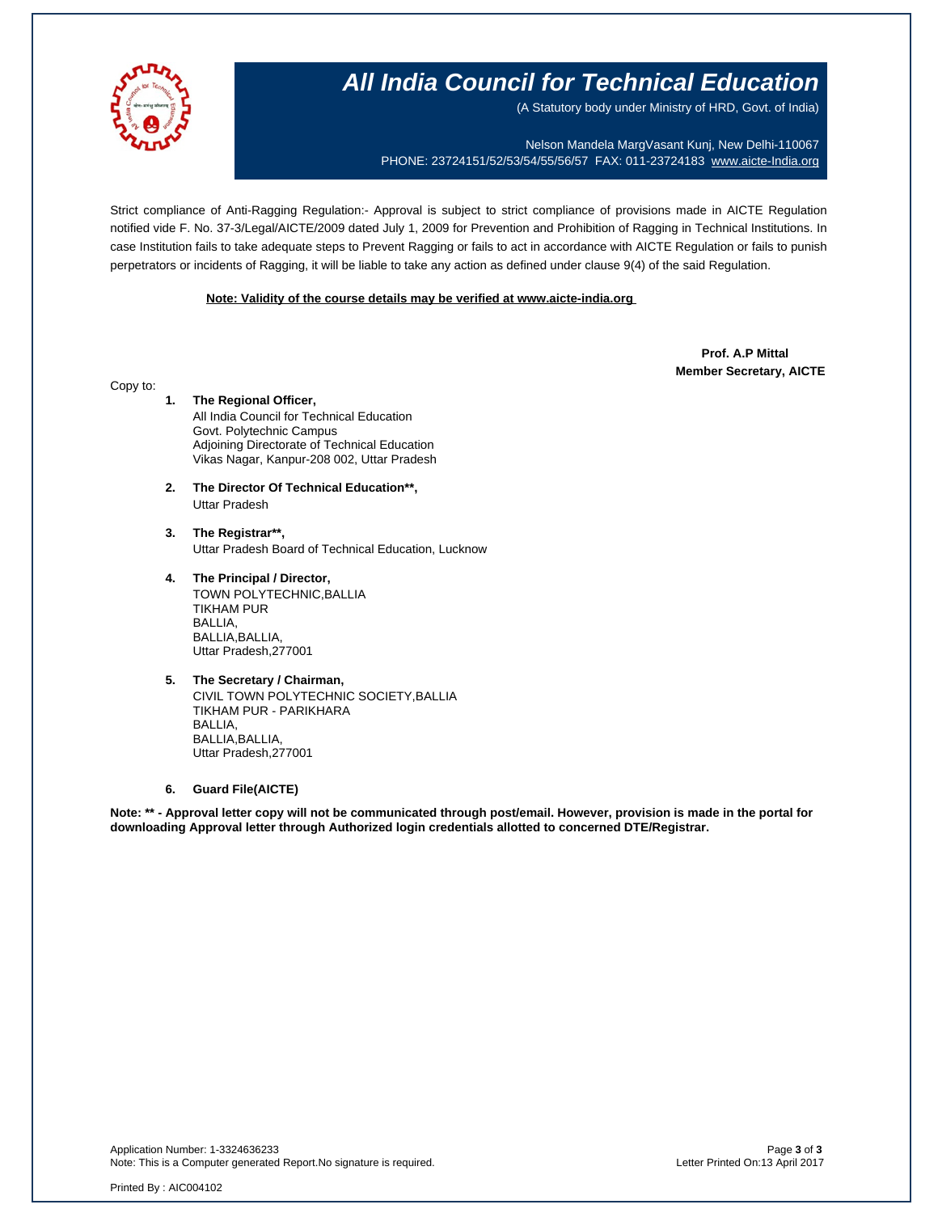# All India Council for Technical Education

(A Statutory body under Ministry of HRD, Govt. of India)

Nelson Mandela MargVasant Kunj, New Delhi-110067
PHONE: 23724151/52/53/54/55/56/57 FAX: 011-23724183 www.aicte-India.org

Strict compliance of Anti-Ragging Regulation:- Approval is subject to strict compliance of provisions made in AICTE Regulation notified vide F. No. 37-3/Legal/AICTE/2009 dated July 1, 2009 for Prevention and Prohibition of Ragging in Technical Institutions. In case Institution fails to take adequate steps to Prevent Ragging or fails to act in accordance with AICTE Regulation or fails to punish perpetrators or incidents of Ragging, it will be liable to take any action as defined under clause 9(4) of the said Regulation.

**Note: Validity of the course details may be verified at www.aicte-india.org**

**Prof. A.P Mittal**
**Member Secretary, AICTE**

Copy to:

1. **The Regional Officer,**
   All India Council for Technical Education
   Govt. Polytechnic Campus
   Adjoining Directorate of Technical Education
   Vikas Nagar, Kanpur-208 002, Uttar Pradesh

2. **The Director Of Technical Education\*\*,**
   Uttar Pradesh

3. **The Registrar\*\*,**
   Uttar Pradesh Board of Technical Education, Lucknow

4. **The Principal / Director,**
   TOWN POLYTECHNIC,BALLIA
   TIKHAM PUR
   BALLIA,
   BALLIA,BALLIA,
   Uttar Pradesh,277001

5. **The Secretary / Chairman,**
   CIVIL TOWN POLYTECHNIC SOCIETY,BALLIA
   TIKHAM PUR - PARIKHARA
   BALLIA,
   BALLIA,BALLIA,
   Uttar Pradesh,277001

6. **Guard File(AICTE)**

**Note: \*\* - Approval letter copy will not be communicated through post/email. However, provision is made in the portal for downloading Approval letter through Authorized login credentials allotted to concerned DTE/Registrar.**

Application Number: 1-3324636233
Note: This is a Computer generated Report.No signature is required.

Letter Printed On:13 April 2017

Printed By : AIC004102